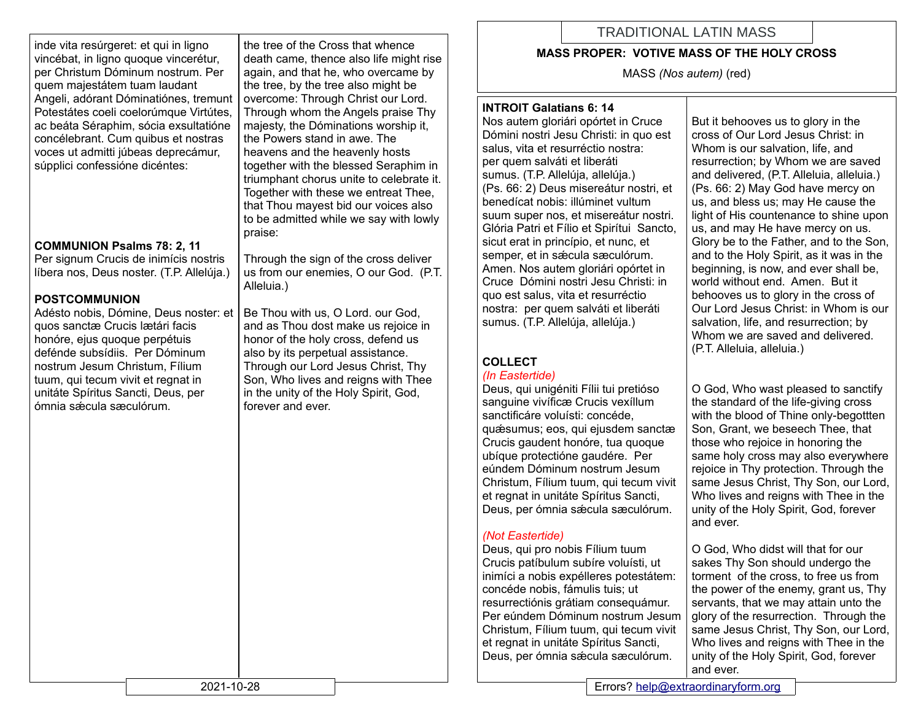# TRADITIONAL LATIN MASS

## MASS PROPER: VOTIVE MASS OF THE HOLY CROSS

MASS *(Nos autem)* (red)

### INTROIT Galatians 6: 14

Nos autem gloriári opórtet in Cruce Dómini nostri Jesu Christi: in quo est salus, vita et resurréctio nostra: per quem salváti et liberáti sumus. (T.P. Allelúja, allelúja.) (Ps. 66: 2) Deus misereátur nostri, et benedícat nobis: illúminet vultum suum super nos, et misereátur nostri. Glória Patri et Fílio et Spirítui Sancto, sicut erat in princípio, et nunc, et semper, et in sǽcula sæculórum. Amen. Nos autem gloriári opórtet in Cruce Dómini nostri Jesu Christi: in quo est salus, vita et resurréctio nostra: per quem salváti et liberáti sumus. (T.P. Allelúja, allelúja.)

But it behooves us to glory in the cross of Our Lord Jesus Christ: in Whom is our salvation, life, and resurrection; by Whom we are saved and delivered, (P.T. Alleluia, alleluia.) (Ps. 66: 2) May God have mercy on us, and bless us; may He cause the light of His countenance to shine upon us, and may He have mercy on us. Glory be to the Father, and to the Son, and to the Holy Spirit, as it was in the beginning, is now, and ever shall be, world without end. Amen. But it behooves us to glory in the cross of Our Lord Jesus Christ: in Whom is our salvation, life, and resurrection; by Whom we are saved and delivered. (P.T. Alleluia, alleluia.)

### COLLECT

*(In Eastertide)*

Deus, qui unigéniti Fílii tui pretióso sanguine vivíficæ Crucis vexíllum sanctificáre voluísti: concéde, quǽsumus; eos, qui ejusdem sanctæ Crucis gaudent honóre, tua quoque ubíque protectióne gaudére. Per eúndem Dóminum nostrum Jesum Christum, Fílium tuum, qui tecum vivit et regnat in unitáte Spíritus Sancti, Deus, per ómnia sǽcula sæculórum.

O God, Who wast pleased to sanctify the standard of the life-giving cross with the blood of Thine only-begottten Son, Grant, we beseech Thee, that those who rejoice in honoring the same holy cross may also everywhere rejoice in Thy protection. Through the same Jesus Christ, Thy Son, our Lord, Who lives and reigns with Thee in the unity of the Holy Spirit, God, forever and ever.

*(Not Eastertide)*

Deus, qui pro nobis Fílium tuum Crucis patíbulum subíre voluísti, ut inimíci a nobis expélleres potestátem: concéde nobis, fámulis tuis; ut resurrectiónis grátiam consequámur. Per eúndem Dóminum nostrum Jesum Christum, Fílium tuum, qui tecum vivit et regnat in unitáte Spíritus Sancti, Deus, per ómnia sǽcula sæculórum.

O God, Who didst will that for our sakes Thy Son should undergo the torment of the cross, to free us from the power of the enemy, grant us, Thy servants, that we may attain unto the glory of the resurrection. Through the same Jesus Christ, Thy Son, our Lord, Who lives and reigns with Thee in the unity of the Holy Spirit, God, forever and ever.

---

inde vita resúrgeret: et qui in ligno vincébat, in ligno quoque vincerétur, per Christum Dóminum nostrum. Per quem majestátem tuam laudant Angeli, adórant Dóminatiónes, tremunt Potestátes coeli coelorúmque Virtútes, ac beáta Séraphim, sócia exsultatióne concélebrant. Cum quibus et nostras voces ut admitti júbeas deprecámur, súpplici confessióne dicéntes:

the tree of the Cross that whence death came, thence also life might rise again, and that he, who overcame by the tree, by the tree also might be overcome: Through Christ our Lord. Through whom the Angels praise Thy majesty, the Dóminations worship it, the Powers stand in awe. The heavens and the heavenly hosts together with the blessed Seraphim in triumphant chorus unite to celebrate it. Together with these we entreat Thee, that Thou mayest bid our voices also to be admitted while we say with lowly praise:

### COMMUNION Psalms 78: 2, 11

Per signum Crucis de inimícis nostris líbera nos, Deus noster. (T.P. Allelúja.)

Through the sign of the cross deliver us from our enemies, O our God. (P.T. Alleluia.)

### POSTCOMMUNION

Adésto nobis, Dómine, Deus noster: et quos sanctæ Crucis lætári facis honóre, ejus quoque perpétuis defénde subsídiis. Per Dóminum nostrum Jesum Christum, Fílium tuum, qui tecum vivit et regnat in unitáte Spíritus Sancti, Deus, per ómnia sǽcula sæculórum.

Be Thou with us, O Lord. our God, and as Thou dost make us rejoice in honor of the holy cross, defend us also by its perpetual assistance. Through our Lord Jesus Christ, Thy Son, Who lives and reigns with Thee in the unity of the Holy Spirit, God, forever and ever.

2021-10-28

Errors? help@extraordinaryform.org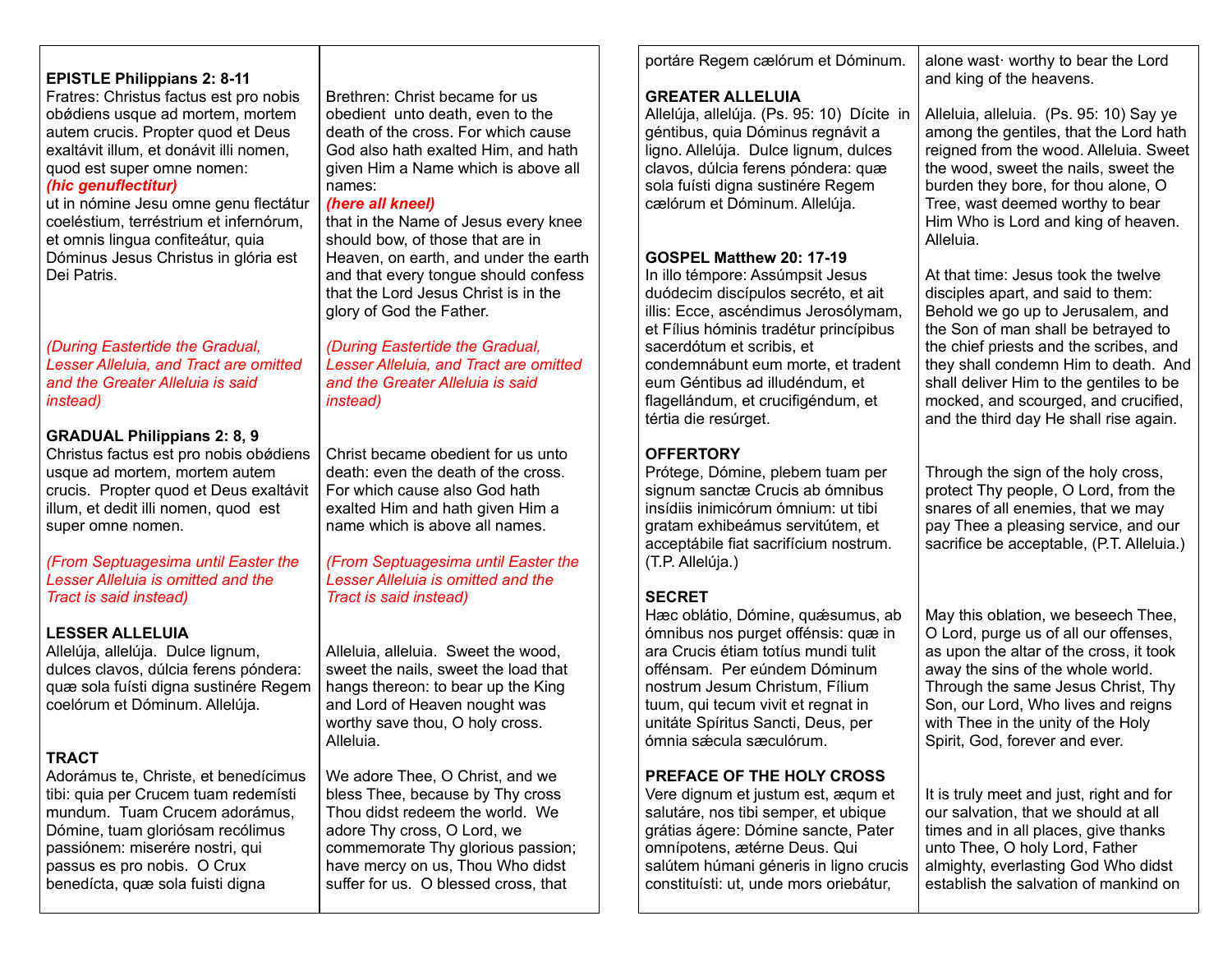**EPISTLE Philippians 2: 8-11**

Fratres: Christus factus est pro nobis obødiens usque ad mortem, mortem autem crucis. Propter quod et Deus exaltávit illum, et donávit illi nomen, quod est super omne nomen:

***(hic genuflectitur)***

ut in nómine Jesu omne genu flectátur coeléstium, terréstrium et infernórum, et omnis lingua confiteátur, quia Dóminus Jesus Christus in glória est Dei Patris.

Brethren: Christ became for us obedient unto death, even to the death of the cross. For which cause God also hath exalted Him, and hath given Him a Name which is above all names:

***(here all kneel)***

that in the Name of Jesus every knee should bow, of those that are in Heaven, on earth, and under the earth and that every tongue should confess that the Lord Jesus Christ is in the glory of God the Father.

*(During Eastertide the Gradual, Lesser Alleluia, and Tract are omitted and the Greater Alleluia is said instead)*

*(During Eastertide the Gradual, Lesser Alleluia, and Tract are omitted and the Greater Alleluia is said instead)*

**GRADUAL Philippians 2: 8, 9**

Christus factus est pro nobis obødiens usque ad mortem, mortem autem crucis. Propter quod et Deus exaltávit illum, et dedit illi nomen, quod est super omne nomen.

Christ became obedient for us unto death: even the death of the cross. For which cause also God hath exalted Him and hath given Him a name which is above all names.

*(From Septuagesima until Easter the Lesser Alleluia is omitted and the Tract is said instead)*

*(From Septuagesima until Easter the Lesser Alleluia is omitted and the Tract is said instead)*

**LESSER ALLELUIA**

Allelúja, allelúja. Dulce lignum, dulces clavos, dúlcia ferens póndera: quæ sola fuísti digna sustinére Regem coelórum et Dóminum. Allelúja.

Alleluia, alleluia. Sweet the wood, sweet the nails, sweet the load that hangs thereon: to bear up the King and Lord of Heaven nought was worthy save thou, O holy cross. Alleluia.

**TRACT**

Adorámus te, Christe, et benedícimus tibi: quia per Crucem tuam redemísti mundum. Tuam Crucem adorámus, Dómine, tuam gloriósam recólimus passiónem: miserére nostri, qui passus es pro nobis. O Crux benedícta, quæ sola fuisti digna portáre Regem cælórum et Dóminum.

We adore Thee, O Christ, and we bless Thee, because by Thy cross Thou didst redeem the world. We adore Thy cross, O Lord, we commemorate Thy glorious passion; have mercy on us, Thou Who didst suffer for us. O blessed cross, that alone wast· worthy to bear the Lord and king of the heavens.

**GREATER ALLELUIA**

Allelúja, allelúja. (Ps. 95: 10) Dícite in géntibus, quia Dóminus regnávit a ligno. Allelúja. Dulce lignum, dulces clavos, dúlcia ferens póndera: quæ sola fuísti digna sustinére Regem cælórum et Dóminum. Allelúja.

Alleluia, alleluia. (Ps. 95: 10) Say ye among the gentiles, that the Lord hath reigned from the wood. Alleluia. Sweet the wood, sweet the nails, sweet the burden they bore, for thou alone, O Tree, wast deemed worthy to bear Him Who is Lord and king of heaven. Alleluia.

**GOSPEL Matthew 20: 17-19**

In illo témpore: Assúmpsit Jesus duódecim discípulos secréto, et ait illis: Ecce, ascéndimus Jerosólymam, et Fílius hóminis tradétur princípibus sacerdótum et scribis, et condemnábunt eum morte, et tradent eum Géntibus ad illudéndum, et flagellándum, et crucifigéndum, et tértia die resúrget.

At that time: Jesus took the twelve disciples apart, and said to them: Behold we go up to Jerusalem, and the Son of man shall be betrayed to the chief priests and the scribes, and they shall condemn Him to death. And shall deliver Him to the gentiles to be mocked, and scourged, and crucified, and the third day He shall rise again.

**OFFERTORY**

Prótege, Dómine, plebem tuam per signum sanctæ Crucis ab ómnibus insídiis inimicórum ómnium: ut tibi gratam exhibeámus servitútem, et acceptábile fiat sacrifícium nostrum. (T.P. Allelúja.)

Through the sign of the holy cross, protect Thy people, O Lord, from the snares of all enemies, that we may pay Thee a pleasing service, and our sacrifice be acceptable, (P.T. Alleluia.)

**SECRET**

Hæc oblátio, Dómine, quǽsumus, ab ómnibus nos purget offénsis: quæ in ara Crucis étiam totíus mundi tulit offénsam. Per eúndem Dóminum nostrum Jesum Christum, Fílium tuum, qui tecum vivit et regnat in unitáte Spíritus Sancti, Deus, per ómnia sǽcula sæculórum.

May this oblation, we beseech Thee, O Lord, purge us of all our offenses, as upon the altar of the cross, it took away the sins of the whole world. Through the same Jesus Christ, Thy Son, our Lord, Who lives and reigns with Thee in the unity of the Holy Spirit, God, forever and ever.

**PREFACE OF THE HOLY CROSS**

Vere dignum et justum est, æqum et salutáre, nos tibi semper, et ubique grátias ágere: Dómine sancte, Pater omnípotens, ætérne Deus. Qui salútem húmani géneris in ligno crucis constituísti: ut, unde mors oriebátur,

It is truly meet and just, right and for our salvation, that we should at all times and in all places, give thanks unto Thee, O holy Lord, Father almighty, everlasting God Who didst establish the salvation of mankind on